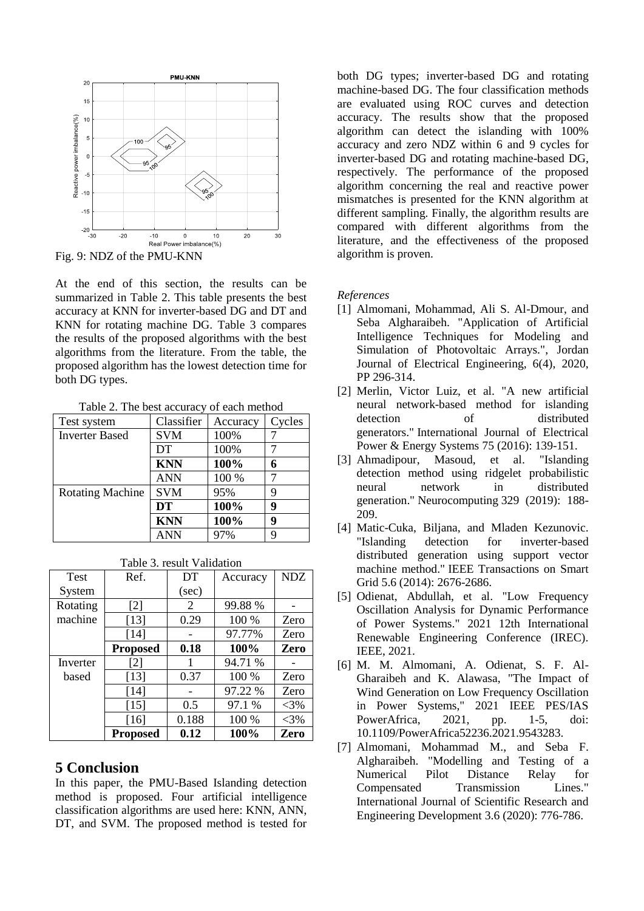Fig. 9: NDZ of the PMU-KNN

At the end of this section, the results can be summarized in Table 2. This table presents the best accuracy at KNN for inverter-based DG and DT and KNN for rotating machine DG. Table 3 compares the results of the proposed algorithms with the best algorithms from the literature. From the table, the proposed algorithm has the lowest detection time for both DG types.

Table 2. The best accuracy of each method

| Test system | Classifier | Accuracy | Cycles |
|---|---|---|---|
| Inverter Based | SVM | 100% | 7 |
| | DT | 100% | 7 |
| | **KNN** | **100%** | **6** |
| | ANN | 100 % | 7 |
| Rotating Machine | SVM | 95% | 9 |
| | **DT** | **100%** | **9** |
| | **KNN** | **100%** | **9** |
| | ANN | 97% | 9 |

Table 3. result Validation

| Test System | Ref. | DT (sec) | Accuracy | NDZ |
|---|---|---|---|---|
| Rotating machine | [2] | 2 | 99.88 % | - |
| | [13] | 0.29 | 100 % | Zero |
| | [14] | - | 97.77% | Zero |
| | **Proposed** | **0.18** | **100%** | **Zero** |
| Inverter based | [2] | 1 | 94.71 % | - |
| | [13] | 0.37 | 100 % | Zero |
| | [14] | - | 97.22 % | Zero |
| | [15] | 0.5 | 97.1 % | <3% |
| | [16] | 0.188 | 100 % | <3% |
| | **Proposed** | **0.12** | **100%** | **Zero** |

# 5 Conclusion

In this paper, the PMU-Based Islanding detection method is proposed. Four artificial intelligence classification algorithms are used here: KNN, ANN, DT, and SVM. The proposed method is tested for both DG types; inverter-based DG and rotating machine-based DG. The four classification methods are evaluated using ROC curves and detection accuracy. The results show that the proposed algorithm can detect the islanding with 100% accuracy and zero NDZ within 6 and 9 cycles for inverter-based DG and rotating machine-based DG, respectively. The performance of the proposed algorithm concerning the real and reactive power mismatches is presented for the KNN algorithm at different sampling. Finally, the algorithm results are compared with different algorithms from the literature, and the effectiveness of the proposed algorithm is proven.

*References*

[1] Almomani, Mohammad, Ali S. Al-Dmour, and Seba Algharaibeh. "Application of Artificial Intelligence Techniques for Modeling and Simulation of Photovoltaic Arrays.", Jordan Journal of Electrical Engineering, 6(4), 2020, PP 296-314.

[2] Merlin, Victor Luiz, et al. "A new artificial neural network-based method for islanding detection of distributed generators." International Journal of Electrical Power & Energy Systems 75 (2016): 139-151.

[3] Ahmadipour, Masoud, et al. "Islanding detection method using ridgelet probabilistic neural network in distributed generation." Neurocomputing 329 (2019): 188-209.

[4] Matic-Cuka, Biljana, and Mladen Kezunovic. "Islanding detection for inverter-based distributed generation using support vector machine method." IEEE Transactions on Smart Grid 5.6 (2014): 2676-2686.

[5] Odienat, Abdullah, et al. "Low Frequency Oscillation Analysis for Dynamic Performance of Power Systems." 2021 12th International Renewable Engineering Conference (IREC). IEEE, 2021.

[6] M. M. Almomani, A. Odienat, S. F. Al-Gharaibeh and K. Alawasa, "The Impact of Wind Generation on Low Frequency Oscillation in Power Systems," 2021 IEEE PES/IAS PowerAfrica, 2021, pp. 1-5, doi: 10.1109/PowerAfrica52236.2021.9543283.

[7] Almomani, Mohammad M., and Seba F. Algharaibeh. "Modelling and Testing of a Numerical Pilot Distance Relay for Compensated Transmission Lines." International Journal of Scientific Research and Engineering Development 3.6 (2020): 776-786.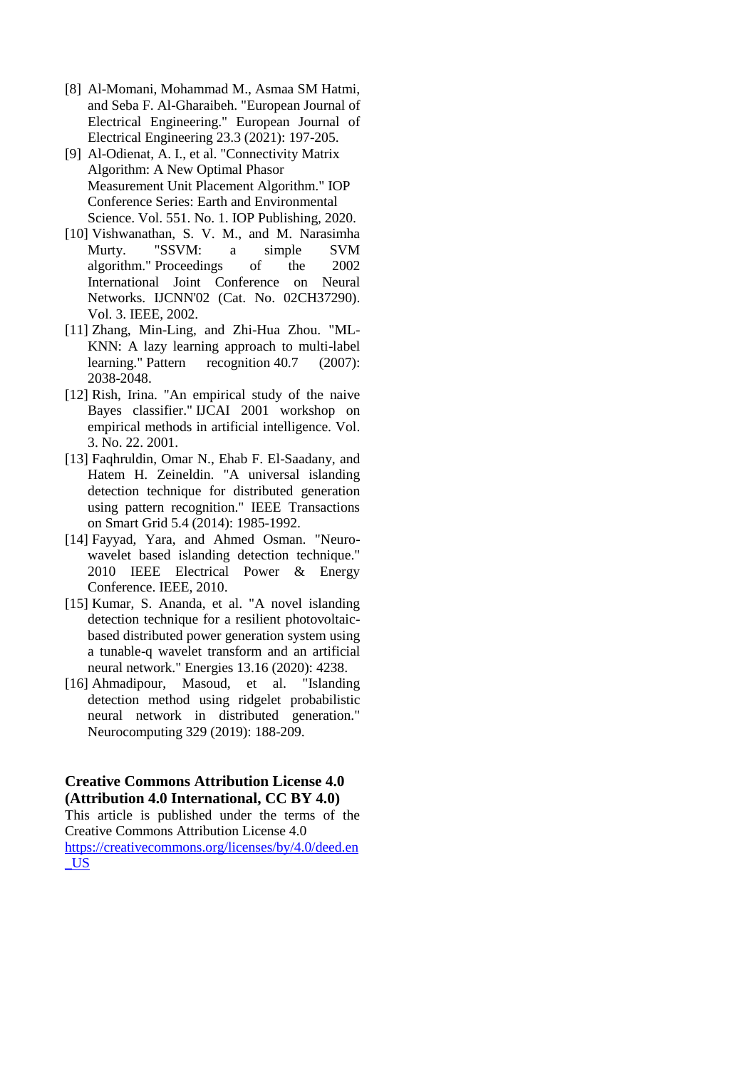[8] Al-Momani, Mohammad M., Asmaa SM Hatmi, and Seba F. Al-Gharaibeh. "European Journal of Electrical Engineering." European Journal of Electrical Engineering 23.3 (2021): 197-205.

[9] Al-Odienat, A. I., et al. "Connectivity Matrix Algorithm: A New Optimal Phasor Measurement Unit Placement Algorithm." IOP Conference Series: Earth and Environmental Science. Vol. 551. No. 1. IOP Publishing, 2020.

[10] Vishwanathan, S. V. M., and M. Narasimha Murty. "SSVM: a simple SVM algorithm." Proceedings of the 2002 International Joint Conference on Neural Networks. IJCNN'02 (Cat. No. 02CH37290). Vol. 3. IEEE, 2002.

[11] Zhang, Min-Ling, and Zhi-Hua Zhou. "ML-KNN: A lazy learning approach to multi-label learning." Pattern recognition 40.7 (2007): 2038-2048.

[12] Rish, Irina. "An empirical study of the naive Bayes classifier." IJCAI 2001 workshop on empirical methods in artificial intelligence. Vol. 3. No. 22. 2001.

[13] Faqhruldin, Omar N., Ehab F. El-Saadany, and Hatem H. Zeineldin. "A universal islanding detection technique for distributed generation using pattern recognition." IEEE Transactions on Smart Grid 5.4 (2014): 1985-1992.

[14] Fayyad, Yara, and Ahmed Osman. "Neuro-wavelet based islanding detection technique." 2010 IEEE Electrical Power & Energy Conference. IEEE, 2010.

[15] Kumar, S. Ananda, et al. "A novel islanding detection technique for a resilient photovoltaic-based distributed power generation system using a tunable-q wavelet transform and an artificial neural network." Energies 13.16 (2020): 4238.

[16] Ahmadipour, Masoud, et al. "Islanding detection method using ridgelet probabilistic neural network in distributed generation." Neurocomputing 329 (2019): 188-209.

**Creative Commons Attribution License 4.0 (Attribution 4.0 International, CC BY 4.0)**

This article is published under the terms of the Creative Commons Attribution License 4.0
https://creativecommons.org/licenses/by/4.0/deed.en_US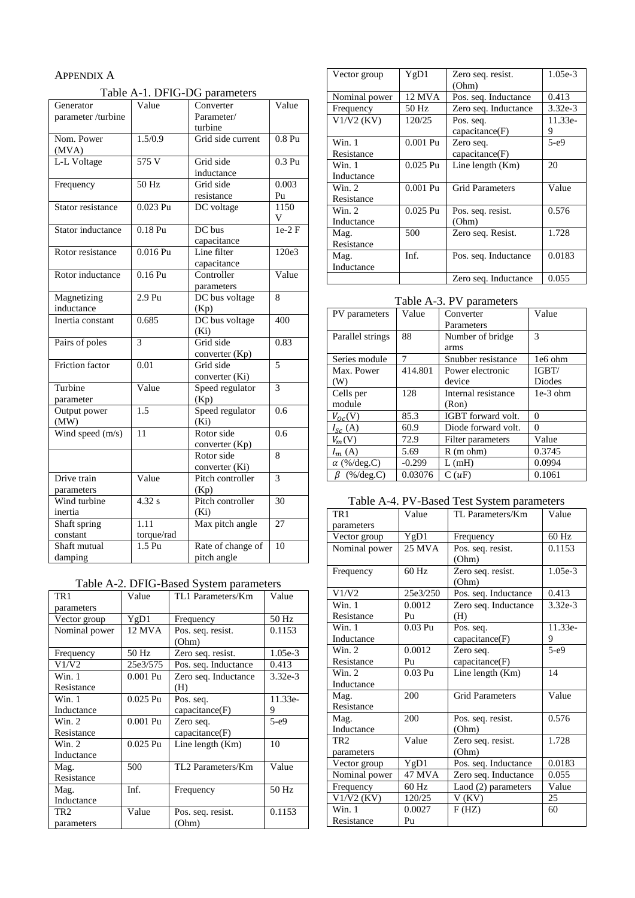## APPENDIX A

Table A-1. DFIG-DG parameters

| Generator parameter /turbine | Value | Converter Parameter/ turbine | Value |
|---|---|---|---|
| Nom. Power (MVA) | 1.5/0.9 | Grid side current | 0.8 Pu |
| L-L Voltage | 575 V | Grid side inductance | 0.3 Pu |
| Frequency | 50 Hz | Grid side resistance | 0.003 Pu |
| Stator resistance | 0.023 Pu | DC voltage | 1150 V |
| Stator inductance | 0.18 Pu | DC bus capacitance | 1e-2 F |
| Rotor resistance | 0.016 Pu | Line filter capacitance | 120e3 |
| Rotor inductance | 0.16 Pu | Controller parameters | Value |
| Magnetizing inductance | 2.9 Pu | DC bus voltage (Kp) | 8 |
| Inertia constant | 0.685 | DC bus voltage (Ki) | 400 |
| Pairs of poles | 3 | Grid side converter (Kp) | 0.83 |
| Friction factor | 0.01 | Grid side converter (Ki) | 5 |
| Turbine parameter | Value | Speed regulator (Kp) | 3 |
| Output power (MW) | 1.5 | Speed regulator (Ki) | 0.6 |
| Wind speed (m/s) | 11 | Rotor side converter (Kp) | 0.6 |
| | | Rotor side converter (Ki) | 8 |
| Drive train parameters | Value | Pitch controller (Kp) | 3 |
| Wind turbine inertia | 4.32 s | Pitch controller (Ki) | 30 |
| Shaft spring constant | 1.11 torque/rad | Max pitch angle | 27 |
| Shaft mutual damping | 1.5 Pu | Rate of change of pitch angle | 10 |

Table A-2. DFIG-Based System parameters

| TR1 parameters | Value | TL1 Parameters/Km | Value |
|---|---|---|---|
| Vector group | YgD1 | Frequency | 50 Hz |
| Nominal power | 12 MVA | Pos. seq. resist. (Ohm) | 0.1153 |
| Frequency | 50 Hz | Zero seq. resist. | 1.05e-3 |
| V1/V2 | 25e3/575 | Pos. seq. Inductance | 0.413 |
| Win. 1 Resistance | 0.001 Pu | Zero seq. Inductance (H) | 3.32e-3 |
| Win. 1 Inductance | 0.025 Pu | Pos. seq. capacitance(F) | 11.33e-9 |
| Win. 2 Resistance | 0.001 Pu | Zero seq. capacitance(F) | 5-e9 |
| Win. 2 Inductance | 0.025 Pu | Line length (Km) | 10 |
| Mag. Resistance | 500 | TL2 Parameters/Km | Value |
| Mag. Inductance | Inf. | Frequency | 50 Hz |
| TR2 parameters | Value | Pos. seq. resist. (Ohm) | 0.1153 |
| Vector group | YgD1 | Zero seq. resist. (Ohm) | 1.05e-3 |
| Nominal power | 12 MVA | Pos. seq. Inductance | 0.413 |
| Frequency | 50 Hz | Zero seq. Inductance | 3.32e-3 |
| V1/V2 (KV) | 120/25 | Pos. seq. capacitance(F) | 11.33e-9 |
| Win. 1 Resistance | 0.001 Pu | Zero seq. capacitance(F) | 5-e9 |
| Win. 1 Inductance | 0.025 Pu | Line length (Km) | 20 |
| Win. 2 Resistance | 0.001 Pu | Grid Parameters | Value |
| Win. 2 Inductance | 0.025 Pu | Pos. seq. resist. (Ohm) | 0.576 |
| Mag. Resistance | 500 | Zero seq. Resist. | 1.728 |
| Mag. Inductance | Inf. | Pos. seq. Inductance | 0.0183 |
| | | Zero seq. Inductance | 0.055 |

Table A-3. PV parameters

| PV parameters | Value | Converter Parameters | Value |
|---|---|---|---|
| Parallel strings | 88 | Number of bridge arms | 3 |
| Series module | 7 | Snubber resistance | 1e6 ohm |
| Max. Power (W) | 414.801 | Power electronic device | IGBT/ Diodes |
| Cells per module | 128 | Internal resistance (Ron) | 1e-3 ohm |
| $V_{OC}$(V) | 85.3 | IGBT forward volt. | 0 |
| $I_{SC}$ (A) | 60.9 | Diode forward volt. | 0 |
| $V_m$(V) | 72.9 | Filter parameters | Value |
| $I_m$ (A) | 5.69 | R (m ohm) | 0.3745 |
| $\alpha$ (%/deg.C) | -0.299 | L (mH) | 0.0994 |
| $\beta$ (%/deg.C) | 0.03076 | C ($u$F) | 0.1061 |

Table A-4. PV-Based Test System parameters

| TR1 parameters | Value | TL Parameters/Km | Value |
|---|---|---|---|
| Vector group | YgD1 | Frequency | 60 Hz |
| Nominal power | 25 MVA | Pos. seq. resist. (Ohm) | 0.1153 |
| Frequency | 60 Hz | Zero seq. resist. (Ohm) | 1.05e-3 |
| V1/V2 | 25e3/250 | Pos. seq. Inductance | 0.413 |
| Win. 1 Resistance | 0.0012 Pu | Zero seq. Inductance (H) | 3.32e-3 |
| Win. 1 Inductance | 0.03 Pu | Pos. seq. capacitance(F) | 11.33e-9 |
| Win. 2 Resistance | 0.0012 Pu | Zero seq. capacitance(F) | 5-e9 |
| Win. 2 Inductance | 0.03 Pu | Line length (Km) | 14 |
| Mag. Resistance | 200 | Grid Parameters | Value |
| Mag. Inductance | 200 | Pos. seq. resist. (Ohm) | 0.576 |
| TR2 parameters | Value | Zero seq. resist. (Ohm) | 1.728 |
| Vector group | YgD1 | Pos. seq. Inductance | 0.0183 |
| Nominal power | 47 MVA | Zero seq. Inductance | 0.055 |
| Frequency | 60 Hz | Laod (2) parameters | Value |
| V1/V2 (KV) | 120/25 | V (KV) | 25 |
| Win. 1 Resistance | 0.0027 Pu | F (HZ) | 60 |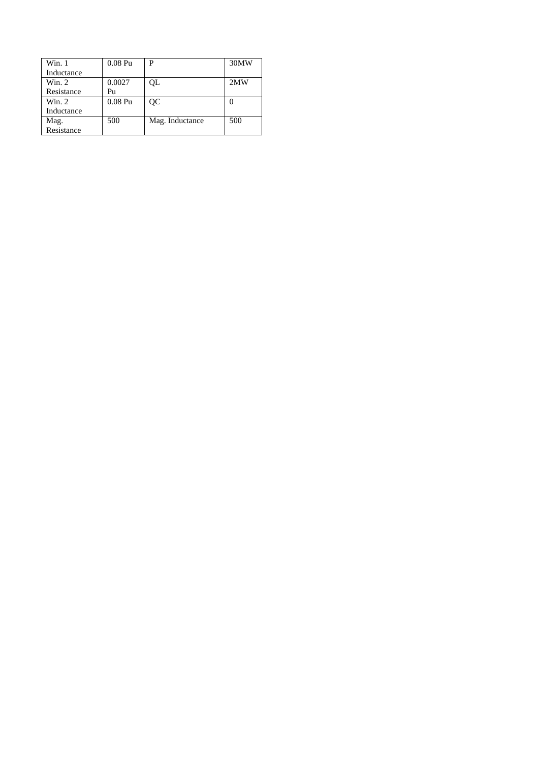| | | | |
|---|---|---|---|
| Win. 1 Inductance | 0.08 Pu | P | 30MW |
| Win. 2 Resistance | 0.0027 Pu | QL | 2MW |
| Win. 2 Inductance | 0.08 Pu | QC | 0 |
| Mag. Resistance | 500 | Mag. Inductance | 500 |